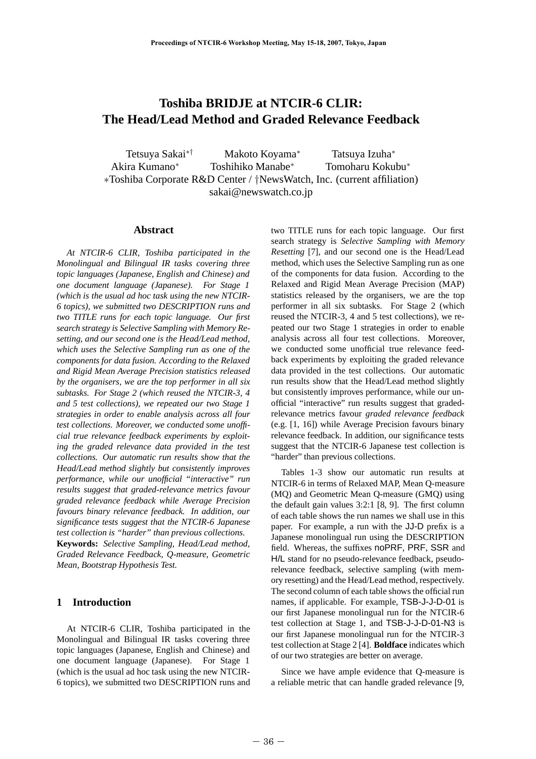# Toshiba BRIDJE at NTCIR-6 CLIR: The Head/Lead Method and Graded Relevance Feedback

Tetsuya Sakai[∗†] Makoto Koyama[∗] Tatsuya Izuha[∗]
Akira Kumano[∗] Toshihiko Manabe[∗] Tomoharu Kokubu[∗]
∗Toshiba Corporate R&D Center / †NewsWatch, Inc. (current affiliation)
sakai@newswatch.co.jp

## Abstract

*At NTCIR-6 CLIR, Toshiba participated in the Monolingual and Bilingual IR tasks covering three topic languages (Japanese, English and Chinese) and one document language (Japanese). For Stage 1 (which is the usual ad hoc task using the new NTCIR-6 topics), we submitted two DESCRIPTION runs and two TITLE runs for each topic language. Our first search strategy is Selective Sampling with Memory Resetting, and our second one is the Head/Lead method, which uses the Selective Sampling run as one of the components for data fusion. According to the Relaxed and Rigid Mean Average Precision statistics released by the organisers, we are the top performer in all six subtasks. For Stage 2 (which reused the NTCIR-3, 4 and 5 test collections), we repeated our two Stage 1 strategies in order to enable analysis across all four test collections. Moreover, we conducted some unofficial true relevance feedback experiments by exploiting the graded relevance data provided in the test collections. Our automatic run results show that the Head/Lead method slightly but consistently improves performance, while our unofficial "interactive" run results suggest that graded-relevance metrics favour graded relevance feedback while Average Precision favours binary relevance feedback. In addition, our significance tests suggest that the NTCIR-6 Japanese test collection is "harder" than previous collections.*

**Keywords:** *Selective Sampling, Head/Lead method, Graded Relevance Feedback, Q-measure, Geometric Mean, Bootstrap Hypothesis Test.*

## 1 Introduction

At NTCIR-6 CLIR, Toshiba participated in the Monolingual and Bilingual IR tasks covering three topic languages (Japanese, English and Chinese) and one document language (Japanese). For Stage 1 (which is the usual ad hoc task using the new NTCIR-6 topics), we submitted two DESCRIPTION runs and two TITLE runs for each topic language. Our first search strategy is *Selective Sampling with Memory Resetting* [7], and our second one is the Head/Lead method, which uses the Selective Sampling run as one of the components for data fusion. According to the Relaxed and Rigid Mean Average Precision (MAP) statistics released by the organisers, we are the top performer in all six subtasks. For Stage 2 (which reused the NTCIR-3, 4 and 5 test collections), we repeated our two Stage 1 strategies in order to enable analysis across all four test collections. Moreover, we conducted some unofficial true relevance feedback experiments by exploiting the graded relevance data provided in the test collections. Our automatic run results show that the Head/Lead method slightly but consistently improves performance, while our unofficial "interactive" run results suggest that graded-relevance metrics favour *graded relevance feedback* (e.g. [1, 16]) while Average Precision favours binary relevance feedback. In addition, our significance tests suggest that the NTCIR-6 Japanese test collection is "harder" than previous collections.

Tables 1-3 show our automatic run results at NTCIR-6 in terms of Relaxed MAP, Mean Q-measure (MQ) and Geometric Mean Q-measure (GMQ) using the default gain values 3:2:1 [8, 9]. The first column of each table shows the run names we shall use in this paper. For example, a run with the JJ-D prefix is a Japanese monolingual run using the DESCRIPTION field. Whereas, the suffixes noPRF, PRF, SSR and H/L stand for no pseudo-relevance feedback, pseudo-relevance feedback, selective sampling (with memory resetting) and the Head/Lead method, respectively. The second column of each table shows the official run names, if applicable. For example, TSB-J-J-D-01 is our first Japanese monolingual run for the NTCIR-6 test collection at Stage 1, and TSB-J-J-D-01-N3 is our first Japanese monolingual run for the NTCIR-3 test collection at Stage 2 [4]. **Boldface** indicates which of our two strategies are better on average.

Since we have ample evidence that Q-measure is a reliable metric that can handle graded relevance [9,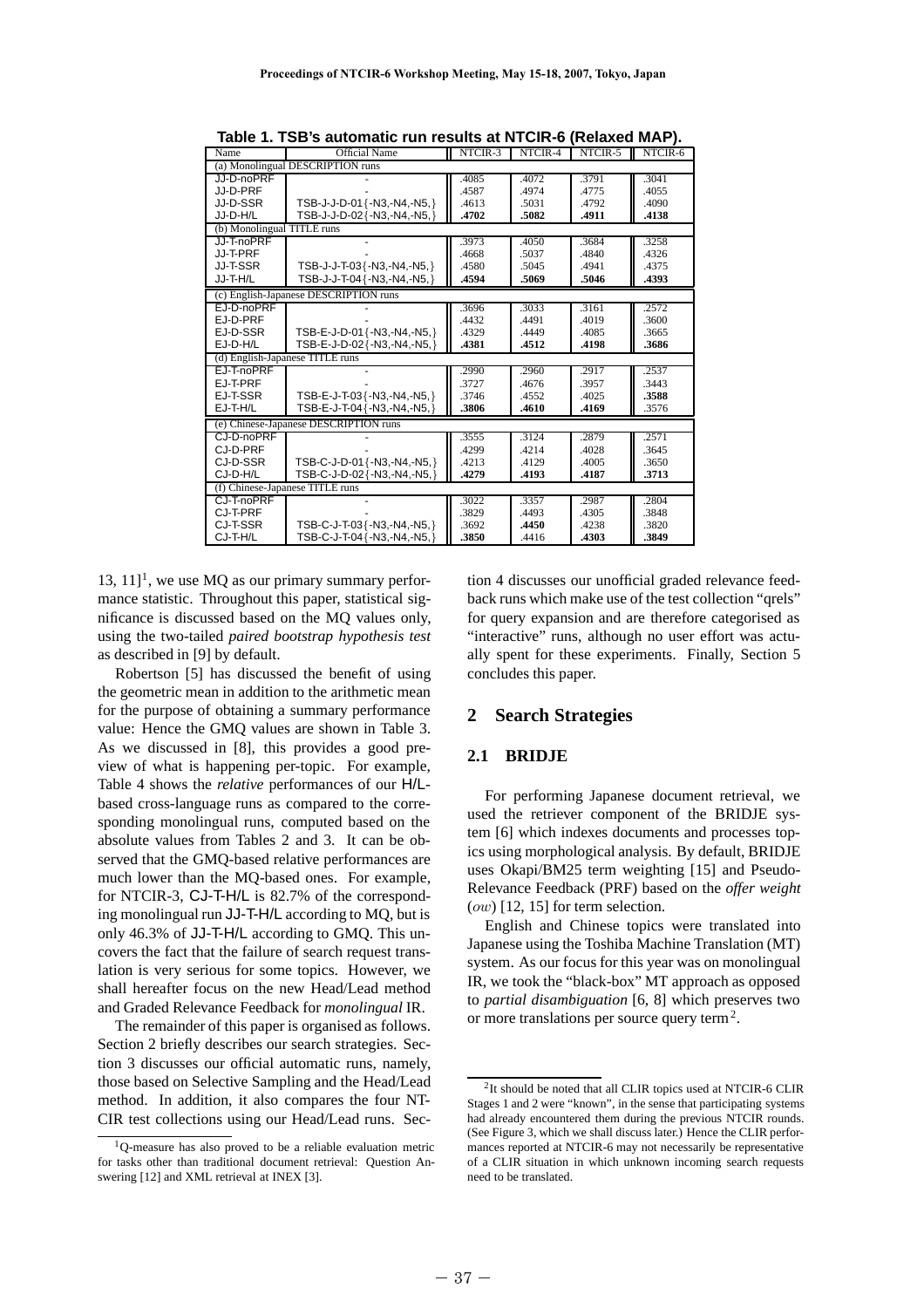**Table 1. TSB's automatic run results at NTCIR-6 (Relaxed MAP).**

| Name | Official Name | NTCIR-3 | NTCIR-4 | NTCIR-5 | NTCIR-6 |
|---|---|---|---|---|---|
| (a) Monolingual DESCRIPTION runs | | | | | |
| JJ-D-noPRF | - | .4085 | .4072 | .3791 | .3041 |
| JJ-D-PRF | - | .4587 | .4974 | .4775 | .4055 |
| JJ-D-SSR | TSB-J-J-D-01{-N3,-N4,-N5,} | .4613 | .5031 | .4792 | .4090 |
| JJ-D-H/L | TSB-J-J-D-02{-N3,-N4,-N5,} | **.4702** | **.5082** | **.4911** | **.4138** |
| (b) Monolingual TITLE runs | | | | | |
| JJ-T-noPRF | - | .3973 | .4050 | .3684 | .3258 |
| JJ-T-PRF | - | .4668 | .5037 | .4840 | .4326 |
| JJ-T-SSR | TSB-J-J-T-03{-N3,-N4,-N5,} | .4580 | .5045 | .4941 | .4375 |
| JJ-T-H/L | TSB-J-J-T-04{-N3,-N4,-N5,} | **.4594** | **.5069** | **.5046** | **.4393** |
| (c) English-Japanese DESCRIPTION runs | | | | | |
| EJ-D-noPRF | - | .3696 | .3033 | .3161 | .2572 |
| EJ-D-PRF | - | .4432 | .4491 | .4019 | .3600 |
| EJ-D-SSR | TSB-E-J-D-01{-N3,-N4,-N5,} | .4329 | .4449 | .4085 | .3665 |
| EJ-D-H/L | TSB-E-J-D-02{-N3,-N4,-N5,} | **.4381** | **.4512** | **.4198** | **.3686** |
| (d) English-Japanese TITLE runs | | | | | |
| EJ-T-noPRF | - | .2990 | .2960 | .2917 | .2537 |
| EJ-T-PRF | - | .3727 | .4676 | .3957 | .3443 |
| EJ-T-SSR | TSB-E-J-T-03{-N3,-N4,-N5,} | .3746 | .4552 | .4025 | **.3588** |
| EJ-T-H/L | TSB-E-J-T-04{-N3,-N4,-N5,} | **.3806** | **.4610** | **.4169** | .3576 |
| (e) Chinese-Japanese DESCRIPTION runs | | | | | |
| CJ-D-noPRF | - | .3555 | .3124 | .2879 | .2571 |
| CJ-D-PRF | - | .4299 | .4214 | .4028 | .3645 |
| CJ-D-SSR | TSB-C-J-D-01{-N3,-N4,-N5,} | .4213 | .4129 | .4005 | .3650 |
| CJ-D-H/L | TSB-C-J-D-02{-N3,-N4,-N5,} | **.4279** | **.4193** | **.4187** | **.3713** |
| (f) Chinese-Japanese TITLE runs | | | | | |
| CJ-T-noPRF | - | .3022 | .3357 | .2987 | .2804 |
| CJ-T-PRF | - | .3829 | .4493 | .4305 | .3848 |
| CJ-T-SSR | TSB-C-J-T-03{-N3,-N4,-N5,} | .3692 | **.4450** | .4238 | .3820 |
| CJ-T-H/L | TSB-C-J-T-04{-N3,-N4,-N5,} | **.3850** | .4416 | **.4303** | **.3849** |

13, 11][1], we use MQ as our primary summary performance statistic. Throughout this paper, statistical significance is discussed based on the MQ values only, using the two-tailed *paired bootstrap hypothesis test* as described in [9] by default.

Robertson [5] has discussed the benefit of using the geometric mean in addition to the arithmetic mean for the purpose of obtaining a summary performance value: Hence the GMQ values are shown in Table 3. As we discussed in [8], this provides a good preview of what is happening per-topic. For example, Table 4 shows the *relative* performances of our H/L-based cross-language runs as compared to the corresponding monolingual runs, computed based on the absolute values from Tables 2 and 3. It can be observed that the GMQ-based relative performances are much lower than the MQ-based ones. For example, for NTCIR-3, CJ-T-H/L is 82.7% of the corresponding monolingual run JJ-T-H/L according to MQ, but is only 46.3% of JJ-T-H/L according to GMQ. This uncovers the fact that the failure of search request translation is very serious for some topics. However, we shall hereafter focus on the new Head/Lead method and Graded Relevance Feedback for *monolingual* IR.

The remainder of this paper is organised as follows. Section 2 briefly describes our search strategies. Section 3 discusses our official automatic runs, namely, those based on Selective Sampling and the Head/Lead method. In addition, it also compares the four NTCIR test collections using our Head/Lead runs. Section 4 discusses our unofficial graded relevance feedback runs which make use of the test collection "qrels" for query expansion and are therefore categorised as "interactive" runs, although no user effort was actually spent for these experiments. Finally, Section 5 concludes this paper.

## 2 Search Strategies

### 2.1 BRIDJE

For performing Japanese document retrieval, we used the retriever component of the BRIDJE system [6] which indexes documents and processes topics using morphological analysis. By default, BRIDJE uses Okapi/BM25 term weighting [15] and Pseudo-Relevance Feedback (PRF) based on the *offer weight* ($ow$) [12, 15] for term selection.

English and Chinese topics were translated into Japanese using the Toshiba Machine Translation (MT) system. As our focus for this year was on monolingual IR, we took the "black-box" MT approach as opposed to *partial disambiguation* [6, 8] which preserves two or more translations per source query term[2].

[1] Q-measure has also proved to be a reliable evaluation metric for tasks other than traditional document retrieval: Question Answering [12] and XML retrieval at INEX [3].

[2] It should be noted that all CLIR topics used at NTCIR-6 CLIR Stages 1 and 2 were "known", in the sense that participating systems had already encountered them during the previous NTCIR rounds. (See Figure 3, which we shall discuss later.) Hence the CLIR performances reported at NTCIR-6 may not necessarily be representative of a CLIR situation in which unknown incoming search requests need to be translated.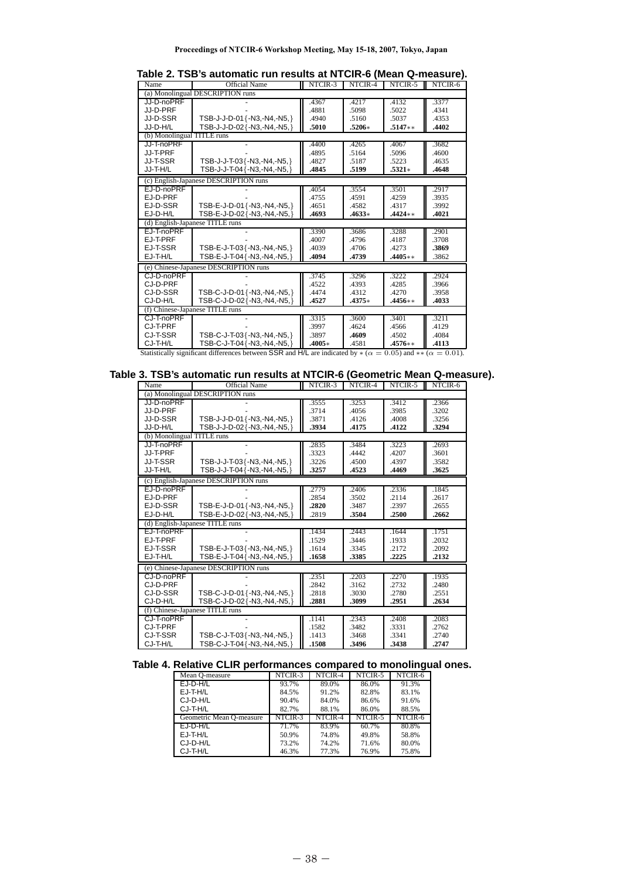**Table 2. TSB's automatic run results at NTCIR-6 (Mean Q-measure).**

| Name | Official Name | NTCIR-3 | NTCIR-4 | NTCIR-5 | NTCIR-6 |
|---|---|---|---|---|---|
| (a) Monolingual DESCRIPTION runs | | | | | |
| JJ-D-noPRF | - | .4367 | .4217 | .4132 | .3377 |
| JJ-D-PRF | - | .4881 | .5098 | .5022 | .4341 |
| JJ-D-SSR | TSB-J-J-D-01{-N3,-N4,-N5,} | .4940 | .5160 | .5037 | .4353 |
| JJ-D-H/L | TSB-J-J-D-02{-N3,-N4,-N5,} | **.5010** | **.5206*** | **.5147**** | **.4402** |
| (b) Monolingual TITLE runs | | | | | |
| JJ-T-noPRF | - | .4400 | .4265 | .4067 | .3682 |
| JJ-T-PRF | - | .4895 | .5164 | .5096 | .4600 |
| JJ-T-SSR | TSB-J-J-T-03{-N3,-N4,-N5,} | .4827 | .5187 | .5223 | .4635 |
| JJ-T-H/L | TSB-J-J-T-04{-N3,-N4,-N5,} | **.4845** | **.5199** | **.5321*** | **.4648** |
| (c) English-Japanese DESCRIPTION runs | | | | | |
| EJ-D-noPRF | - | .4054 | .3554 | .3501 | .2917 |
| EJ-D-PRF | - | .4755 | .4591 | .4259 | .3935 |
| EJ-D-SSR | TSB-E-J-D-01{-N3,-N4,-N5,} | .4651 | .4582 | .4317 | .3992 |
| EJ-D-H/L | TSB-E-J-D-02{-N3,-N4,-N5,} | **.4693** | **.4633*** | **.4424**** | **.4021** |
| (d) English-Japanese TITLE runs | | | | | |
| EJ-T-noPRF | - | .3390 | .3686 | .3288 | .2901 |
| EJ-T-PRF | - | .4007 | .4796 | .4187 | .3708 |
| EJ-T-SSR | TSB-E-J-T-03{-N3,-N4,-N5,} | .4039 | .4706 | .4273 | **.3869** |
| EJ-T-H/L | TSB-E-J-T-04{-N3,-N4,-N5,} | **.4094** | **.4739** | **.4405**** | .3862 |
| (e) Chinese-Japanese DESCRIPTION runs | | | | | |
| CJ-D-noPRF | - | .3745 | .3296 | .3222 | .2924 |
| CJ-D-PRF | - | .4522 | .4393 | .4285 | .3966 |
| CJ-D-SSR | TSB-C-J-D-01{-N3,-N4,-N5,} | .4474 | .4312 | .4270 | .3958 |
| CJ-D-H/L | TSB-C-J-D-02{-N3,-N4,-N5,} | **.4527** | **.4375*** | **.4456**** | **.4033** |
| (f) Chinese-Japanese TITLE runs | | | | | |
| CJ-T-noPRF | - | .3315 | .3600 | .3401 | .3211 |
| CJ-T-PRF | - | .3997 | .4624 | .4566 | .4129 |
| CJ-T-SSR | TSB-C-J-T-03{-N3,-N4,-N5,} | .3897 | **.4609** | .4502 | .4084 |
| CJ-T-H/L | TSB-C-J-T-04{-N3,-N4,-N5,} | **.4005*** | .4581 | **.4576**** | **.4113** |

Statistically significant differences between SSR and H/L are indicated by * ($\alpha = 0.05$) and ** ($\alpha = 0.01$).

**Table 3. TSB's automatic run results at NTCIR-6 (Geometric Mean Q-measure).**

| Name | Official Name | NTCIR-3 | NTCIR-4 | NTCIR-5 | NTCIR-6 |
|---|---|---|---|---|---|
| (a) Monolingual DESCRIPTION runs | | | | | |
| JJ-D-noPRF | - | .3555 | .3253 | .3412 | .2366 |
| JJ-D-PRF | - | .3714 | .4056 | .3985 | .3202 |
| JJ-D-SSR | TSB-J-J-D-01{-N3,-N4,-N5,} | .3871 | .4126 | .4008 | .3256 |
| JJ-D-H/L | TSB-J-J-D-02{-N3,-N4,-N5,} | **.3934** | **.4175** | **.4122** | **.3294** |
| (b) Monolingual TITLE runs | | | | | |
| JJ-T-noPRF | - | .2835 | .3484 | .3223 | .2693 |
| JJ-T-PRF | - | .3323 | .4442 | .4207 | .3601 |
| JJ-T-SSR | TSB-J-J-T-03{-N3,-N4,-N5,} | .3226 | .4500 | .4397 | .3582 |
| JJ-T-H/L | TSB-J-J-T-04{-N3,-N4,-N5,} | **.3257** | **.4523** | **.4469** | **.3625** |
| (c) English-Japanese DESCRIPTION runs | | | | | |
| EJ-D-noPRF | - | .2779 | .2406 | .2336 | .1845 |
| EJ-D-PRF | - | .2854 | .3502 | .2114 | .2617 |
| EJ-D-SSR | TSB-E-J-D-01{-N3,-N4,-N5,} | **.2820** | .3487 | .2397 | .2655 |
| EJ-D-H/L | TSB-E-J-D-02{-N3,-N4,-N5,} | .2819 | **.3504** | **.2500** | **.2662** |
| (d) English-Japanese TITLE runs | | | | | |
| EJ-T-noPRF | - | .1434 | .2443 | .1644 | .1751 |
| EJ-T-PRF | - | .1529 | .3446 | .1933 | .2032 |
| EJ-T-SSR | TSB-E-J-T-03{-N3,-N4,-N5,} | .1614 | .3345 | .2172 | .2092 |
| EJ-T-H/L | TSB-E-J-T-04{-N3,-N4,-N5,} | **.1658** | **.3385** | **.2225** | **.2132** |
| (e) Chinese-Japanese DESCRIPTION runs | | | | | |
| CJ-D-noPRF | - | .2351 | .2203 | .2270 | .1935 |
| CJ-D-PRF | - | .2842 | .3162 | .2732 | .2480 |
| CJ-D-SSR | TSB-C-J-D-01{-N3,-N4,-N5,} | .2818 | .3030 | .2780 | .2551 |
| CJ-D-H/L | TSB-C-J-D-02{-N3,-N4,-N5,} | **.2881** | **.3099** | **.2951** | **.2634** |
| (f) Chinese-Japanese TITLE runs | | | | | |
| CJ-T-noPRF | - | .1141 | .2343 | .2408 | .2083 |
| CJ-T-PRF | - | .1582 | .3482 | .3331 | .2762 |
| CJ-T-SSR | TSB-C-J-T-03{-N3,-N4,-N5,} | .1413 | .3468 | .3341 | .2740 |
| CJ-T-H/L | TSB-C-J-T-04{-N3,-N4,-N5,} | **.1508** | **.3496** | **.3438** | **.2747** |

**Table 4. Relative CLIR performances compared to monolingual ones.**

| Mean Q-measure | NTCIR-3 | NTCIR-4 | NTCIR-5 | NTCIR-6 |
|---|---|---|---|---|
| EJ-D-H/L | 93.7% | 89.0% | 86.0% | 91.3% |
| EJ-T-H/L | 84.5% | 91.2% | 82.8% | 83.1% |
| CJ-D-H/L | 90.4% | 84.0% | 86.6% | 91.6% |
| CJ-T-H/L | 82.7% | 88.1% | 86.0% | 88.5% |
| **Geometric Mean Q-measure** | **NTCIR-3** | **NTCIR-4** | **NTCIR-5** | **NTCIR-6** |
| EJ-D-H/L | 71.7% | 83.9% | 60.7% | 80.8% |
| EJ-T-H/L | 50.9% | 74.8% | 49.8% | 58.8% |
| CJ-D-H/L | 73.2% | 74.2% | 71.6% | 80.0% |
| CJ-T-H/L | 46.3% | 77.3% | 76.9% | 75.8% |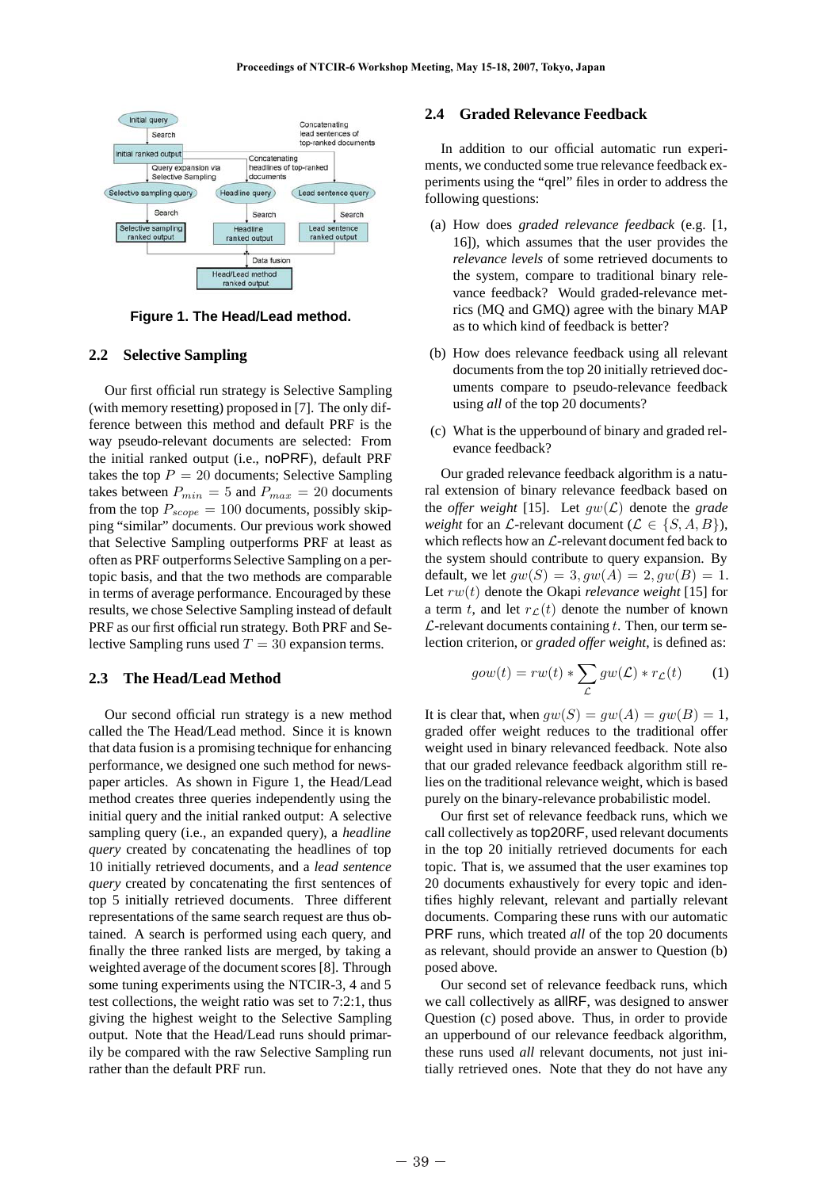Figure 1. The Head/Lead method.

### 2.2 Selective Sampling

Our first official run strategy is Selective Sampling (with memory resetting) proposed in [7]. The only difference between this method and default PRF is the way pseudo-relevant documents are selected: From the initial ranked output (i.e., noPRF), default PRF takes the top $P = 20$ documents; Selective Sampling takes between $P_{min} = 5$ and $P_{max} = 20$ documents from the top $P_{scope} = 100$ documents, possibly skipping "similar" documents. Our previous work showed that Selective Sampling outperforms PRF at least as often as PRF outperforms Selective Sampling on a per-topic basis, and that the two methods are comparable in terms of average performance. Encouraged by these results, we chose Selective Sampling instead of default PRF as our first official run strategy. Both PRF and Selective Sampling runs used $T = 30$ expansion terms.

### 2.3 The Head/Lead Method

Our second official run strategy is a new method called the The Head/Lead method. Since it is known that data fusion is a promising technique for enhancing performance, we designed one such method for newspaper articles. As shown in Figure 1, the Head/Lead method creates three queries independently using the initial query and the initial ranked output: A selective sampling query (i.e., an expanded query), a *headline query* created by concatenating the headlines of top 10 initially retrieved documents, and a *lead sentence query* created by concatenating the first sentences of top 5 initially retrieved documents. Three different representations of the same search request are thus obtained. A search is performed using each query, and finally the three ranked lists are merged, by taking a weighted average of the document scores [8]. Through some tuning experiments using the NTCIR-3, 4 and 5 test collections, the weight ratio was set to 7:2:1, thus giving the highest weight to the Selective Sampling output. Note that the Head/Lead runs should primarily be compared with the raw Selective Sampling run rather than the default PRF run.

### 2.4 Graded Relevance Feedback

In addition to our official automatic run experiments, we conducted some true relevance feedback experiments using the "qrel" files in order to address the following questions:

(a) How does *graded relevance feedback* (e.g. [1, 16]), which assumes that the user provides the *relevance levels* of some retrieved documents to the system, compare to traditional binary relevance feedback? Would graded-relevance metrics (MQ and GMQ) agree with the binary MAP as to which kind of feedback is better?

(b) How does relevance feedback using all relevant documents from the top 20 initially retrieved documents compare to pseudo-relevance feedback using *all* of the top 20 documents?

(c) What is the upperbound of binary and graded relevance feedback?

Our graded relevance feedback algorithm is a natural extension of binary relevance feedback based on the *offer weight* [15]. Let $gw(\mathcal{L})$ denote the *grade weight* for an $\mathcal{L}$-relevant document ($\mathcal{L} \in \{S, A, B\}$), which reflects how an $\mathcal{L}$-relevant document fed back to the system should contribute to query expansion. By default, we let $gw(S) = 3, gw(A) = 2, gw(B) = 1$. Let $rw(t)$ denote the Okapi *relevance weight* [15] for a term $t$, and let $r_{\mathcal{L}}(t)$ denote the number of known $\mathcal{L}$-relevant documents containing $t$. Then, our term selection criterion, or *graded offer weight*, is defined as:

$$gow(t) = rw(t) * \sum_{\mathcal{L}} gw(\mathcal{L}) * r_{\mathcal{L}}(t) \qquad (1)$$

It is clear that, when $gw(S) = gw(A) = gw(B) = 1$, graded offer weight reduces to the traditional offer weight used in binary relevanced feedback. Note also that our graded relevance feedback algorithm still relies on the traditional relevance weight, which is based purely on the binary-relevance probabilistic model.

Our first set of relevance feedback runs, which we call collectively as top20RF, used relevant documents in the top 20 initially retrieved documents for each topic. That is, we assumed that the user examines top 20 documents exhaustively for every topic and identifies highly relevant, relevant and partially relevant documents. Comparing these runs with our automatic PRF runs, which treated *all* of the top 20 documents as relevant, should provide an answer to Question (b) posed above.

Our second set of relevance feedback runs, which we call collectively as allRF, was designed to answer Question (c) posed above. Thus, in order to provide an upperbound of our relevance feedback algorithm, these runs used *all* relevant documents, not just initially retrieved ones. Note that they do not have any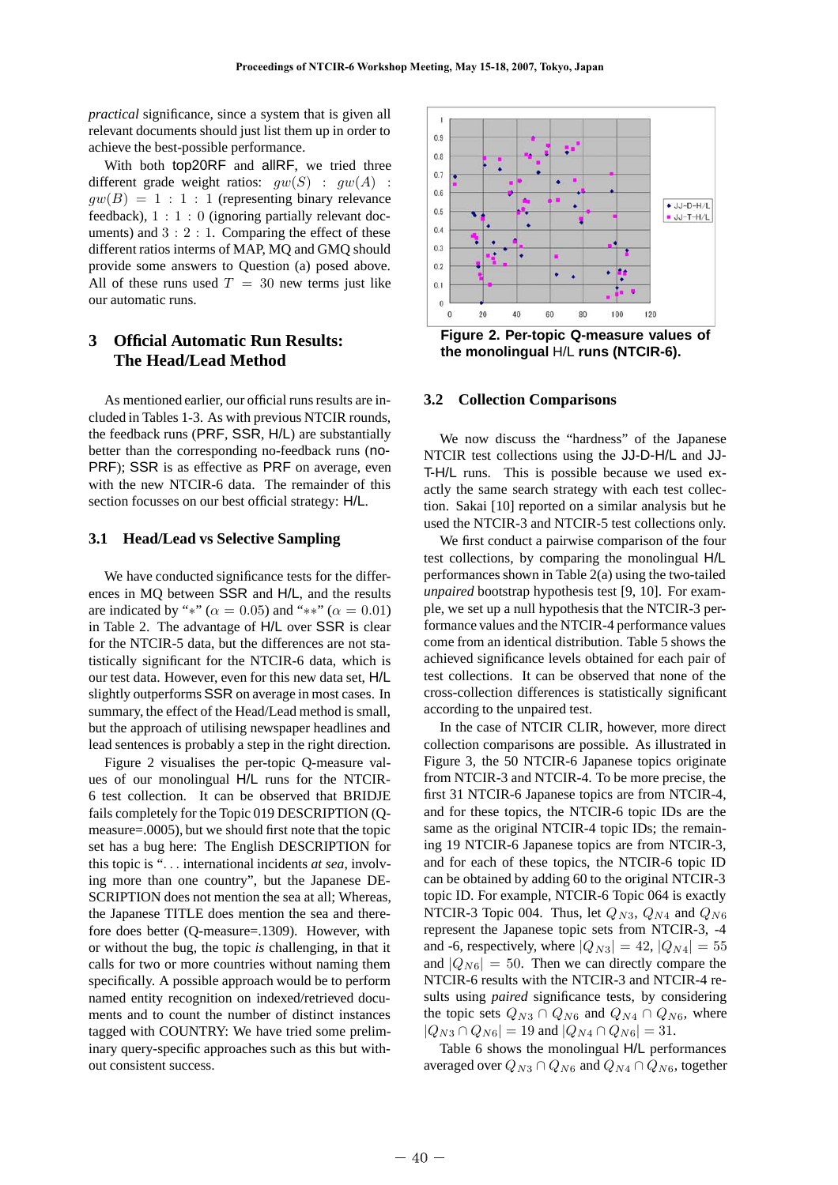*practical* significance, since a system that is given all relevant documents should just list them up in order to achieve the best-possible performance.

With both top20RF and allRF, we tried three different grade weight ratios: $gw(S) : gw(A) : gw(B) = 1 : 1 : 1$ (representing binary relevance feedback), $1 : 1 : 0$ (ignoring partially relevant documents) and $3 : 2 : 1$. Comparing the effect of these different ratios interms of MAP, MQ and GMQ should provide some answers to Question (a) posed above. All of these runs used $T = 30$ new terms just like our automatic runs.

## 3 Official Automatic Run Results: The Head/Lead Method

As mentioned earlier, our official runs results are included in Tables 1-3. As with previous NTCIR rounds, the feedback runs (PRF, SSR, H/L) are substantially better than the corresponding no-feedback runs (no-PRF); SSR is as effective as PRF on average, even with the new NTCIR-6 data. The remainder of this section focusses on our best official strategy: H/L.

### 3.1 Head/Lead vs Selective Sampling

We have conducted significance tests for the differences in MQ between SSR and H/L, and the results are indicated by "$*$" ($\alpha = 0.05$) and "$**$" ($\alpha = 0.01$) in Table 2. The advantage of H/L over SSR is clear for the NTCIR-5 data, but the differences are not statistically significant for the NTCIR-6 data, which is our test data. However, even for this new data set, H/L slightly outperforms SSR on average in most cases. In summary, the effect of the Head/Lead method is small, but the approach of utilising newspaper headlines and lead sentences is probably a step in the right direction.

Figure 2 visualises the per-topic Q-measure values of our monolingual H/L runs for the NTCIR-6 test collection. It can be observed that BRIDJE fails completely for the Topic 019 DESCRIPTION (Q-measure=.0005), but we should first note that the topic set has a bug here: The English DESCRIPTION for this topic is "... international incidents *at sea*, involving more than one country", but the Japanese DESCRIPTION does not mention the sea at all; Whereas, the Japanese TITLE does mention the sea and therefore does better (Q-measure=.1309). However, with or without the bug, the topic *is* challenging, in that it calls for two or more countries without naming them specifically. A possible approach would be to perform named entity recognition on indexed/retrieved documents and to count the number of distinct instances tagged with COUNTRY: We have tried some preliminary query-specific approaches such as this but without consistent success.

**Figure 2. Per-topic Q-measure values of the monolingual H/L runs (NTCIR-6).**

### 3.2 Collection Comparisons

We now discuss the "hardness" of the Japanese NTCIR test collections using the JJ-D-H/L and JJ-T-H/L runs. This is possible because we used exactly the same search strategy with each test collection. Sakai [10] reported on a similar analysis but he used the NTCIR-3 and NTCIR-5 test collections only.

We first conduct a pairwise comparison of the four test collections, by comparing the monolingual H/L performances shown in Table 2(a) using the two-tailed *unpaired* bootstrap hypothesis test [9, 10]. For example, we set up a null hypothesis that the NTCIR-3 performance values and the NTCIR-4 performance values come from an identical distribution. Table 5 shows the achieved significance levels obtained for each pair of test collections. It can be observed that none of the cross-collection differences is statistically significant according to the unpaired test.

In the case of NTCIR CLIR, however, more direct collection comparisons are possible. As illustrated in Figure 3, the 50 NTCIR-6 Japanese topics originate from NTCIR-3 and NTCIR-4. To be more precise, the first 31 NTCIR-6 Japanese topics are from NTCIR-4, and for these topics, the NTCIR-6 topic IDs are the same as the original NTCIR-4 topic IDs; the remaining 19 NTCIR-6 Japanese topics are from NTCIR-3, and for each of these topics, the NTCIR-6 topic ID can be obtained by adding 60 to the original NTCIR-3 topic ID. For example, NTCIR-6 Topic 064 is exactly NTCIR-3 Topic 004. Thus, let $Q_{N3}$, $Q_{N4}$ and $Q_{N6}$ represent the Japanese topic sets from NTCIR-3, -4 and -6, respectively, where $|Q_{N3}| = 42$, $|Q_{N4}| = 55$ and $|Q_{N6}| = 50$. Then we can directly compare the NTCIR-6 results with the NTCIR-3 and NTCIR-4 results using *paired* significance tests, by considering the topic sets $Q_{N3} \cap Q_{N6}$ and $Q_{N4} \cap Q_{N6}$, where $|Q_{N3} \cap Q_{N6}| = 19$ and $|Q_{N4} \cap Q_{N6}| = 31$.

Table 6 shows the monolingual H/L performances averaged over $Q_{N3} \cap Q_{N6}$ and $Q_{N4} \cap Q_{N6}$, together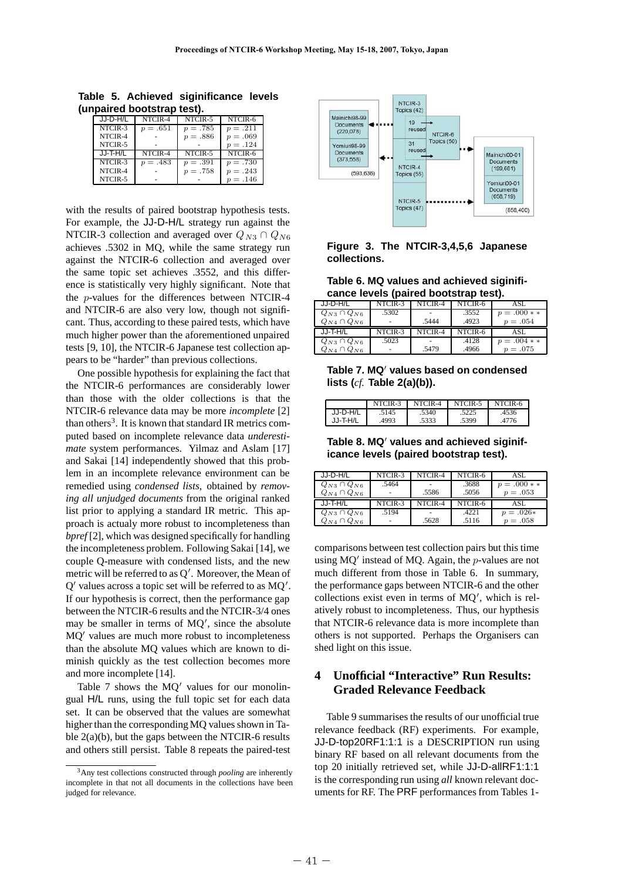**Table 5. Achieved siginificance levels (unpaired bootstrap test).**

| JJ-D-H/L | NTCIR-4 | NTCIR-5 | NTCIR-6 |
|---|---|---|---|
| NTCIR-3 | $p = .651$ | $p = .785$ | $p = .211$ |
| NTCIR-4 | - | $p = .886$ | $p = .069$ |
| NTCIR-5 | - | - | $p = .124$ |
| **JJ-T-H/L** | **NTCIR-4** | **NTCIR-5** | **NTCIR-6** |
| NTCIR-3 | $p = .483$ | $p = .391$ | $p = .730$ |
| NTCIR-4 | - | $p = .758$ | $p = .243$ |
| NTCIR-5 | - | - | $p = .146$ |

with the results of paired bootstrap hypothesis tests. For example, the JJ-D-H/L strategy run against the NTCIR-3 collection and averaged over $Q_{N3} \cap Q_{N6}$ achieves .5302 in MQ, while the same strategy run against the NTCIR-6 collection and averaged over the same topic set achieves .3552, and this difference is statistically very highly significant. Note that the $p$-values for the differences between NTCIR-4 and NTCIR-6 are also very low, though not significant. Thus, according to these paired tests, which have much higher power than the aforementioned unpaired tests [9, 10], the NTCIR-6 Japanese test collection appears to be "harder" than previous collections.

One possible hypothesis for explaining the fact that the NTCIR-6 performances are considerably lower than those with the older collections is that the NTCIR-6 relevance data may be more *incomplete* [2] than others[3]. It is known that standard IR metrics computed based on incomplete relevance data *underestimate* system performances. Yilmaz and Aslam [17] and Sakai [14] independently showed that this problem in an incomplete relevance environment can be remedied using *condensed lists*, obtained by *removing all unjudged documents* from the original ranked list prior to applying a standard IR metric. This approach is actualy more robust to incompleteness than *bpref* [2], which was designed specifically for handling the incompleteness problem. Following Sakai [14], we couple Q-measure with condensed lists, and the new metric will be referred to as Q′. Moreover, the Mean of Q′ values across a topic set will be referred to as MQ′. If our hypothesis is correct, then the performance gap between the NTCIR-6 results and the NTCIR-3/4 ones may be smaller in terms of MQ′, since the absolute MQ′ values are much more robust to incompleteness than the absolute MQ values which are known to diminish quickly as the test collection becomes more and more incomplete [14].

Table 7 shows the MQ′ values for our monolingual H/L runs, using the full topic set for each data set. It can be observed that the values are somewhat higher than the corresponding MQ values shown in Table 2(a)(b), but the gaps between the NTCIR-6 results and others still persist. Table 8 repeats the paired-test comparisons between test collection pairs but this time using MQ′ instead of MQ. Again, the $p$-values are not much different from those in Table 6. In summary, the performance gaps between NTCIR-6 and the other collections exist even in terms of MQ′, which is relatively robust to incompleteness. Thus, our hypthesis that NTCIR-6 relevance data is more incomplete than others is not supported. Perhaps the Organisers can shed light on this issue.

[3] Any test collections constructed through *pooling* are inherently incomplete in that not all documents in the collections have been judged for relevance.

**Figure 3. The NTCIR-3,4,5,6 Japanese collections.**

**Table 6. MQ values and achieved siginificance levels (paired bootstrap test).**

| JJ-D-H/L | NTCIR-3 | NTCIR-4 | NTCIR-6 | ASL |
|---|---|---|---|---|
| $Q_{N3} \cap Q_{N6}$ | .5302 | - | .3552 | $p = .000**$ |
| $Q_{N4} \cap Q_{N6}$ | - | .5444 | .4923 | $p = .054$ |
| **JJ-T-H/L** | **NTCIR-3** | **NTCIR-4** | **NTCIR-6** | **ASL** |
| $Q_{N3} \cap Q_{N6}$ | .5023 | - | .4128 | $p = .004**$ |
| $Q_{N4} \cap Q_{N6}$ | - | .5479 | .4966 | $p = .075$ |

**Table 7. MQ′ values based on condensed lists (*cf.* Table 2(a)(b)).**

| | NTCIR-3 | NTCIR-4 | NTCIR-5 | NTCIR-6 |
|---|---|---|---|---|
| JJ-D-H/L | .5145 | .5340 | .5225 | .4536 |
| JJ-T-H/L | .4993 | .5333 | .5399 | .4776 |

**Table 8. MQ′ values and achieved siginificance levels (paired bootstrap test).**

| JJ-D-H/L | NTCIR-3 | NTCIR-4 | NTCIR-6 | ASL |
|---|---|---|---|---|
| $Q_{N3} \cap Q_{N6}$ | .5464 | - | .3688 | $p = .000**$ |
| $Q_{N4} \cap Q_{N6}$ | - | .5586 | .5056 | $p = .053$ |
| **JJ-T-H/L** | **NTCIR-3** | **NTCIR-4** | **NTCIR-6** | **ASL** |
| $Q_{N3} \cap Q_{N6}$ | .5194 | - | .4221 | $p = .026*$ |
| $Q_{N4} \cap Q_{N6}$ | - | .5628 | .5116 | $p = .058$ |

## 4 Unofficial "Interactive" Run Results: Graded Relevance Feedback

Table 9 summarises the results of our unofficial true relevance feedback (RF) experiments. For example, JJ-D-top20RF1:1:1 is a DESCRIPTION run using binary RF based on all relevant documents from the top 20 initially retrieved set, while JJ-D-allRF1:1:1 is the corresponding run using *all* known relevant documents for RF. The PRF performances from Tables 1-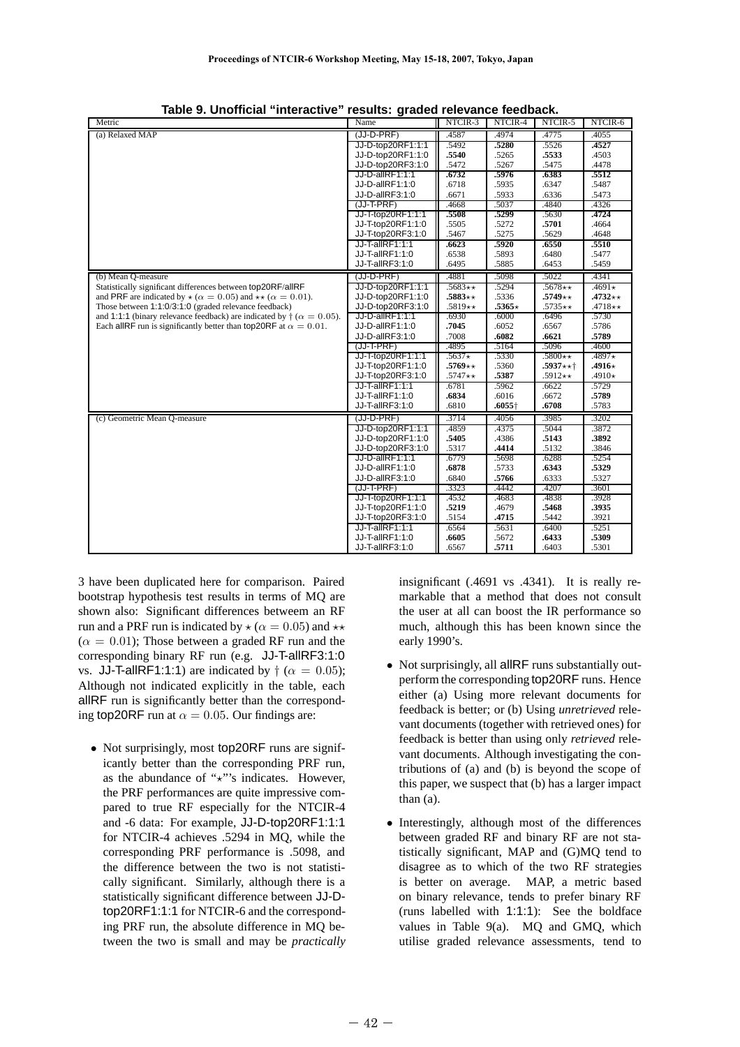**Table 9. Unofficial "interactive" results: graded relevance feedback.**

| Metric | Name | NTCIR-3 | NTCIR-4 | NTCIR-5 | NTCIR-6 |
|---|---|---|---|---|---|
| (a) Relaxed MAP | (JJ-D-PRF) | .4587 | .4974 | .4775 | .4055 |
| | JJ-D-top20RF1:1:1 | .5492 | **.5280** | .5526 | **.4527** |
| | JJ-D-top20RF1:1:0 | **.5540** | .5265 | **.5533** | .4503 |
| | JJ-D-top20RF3:1:0 | .5472 | .5267 | .5475 | .4478 |
| | JJ-D-allRF1:1:1 | **.6732** | **.5976** | **.6383** | **.5512** |
| | JJ-D-allRF1:1:0 | .6718 | .5935 | .6347 | .5487 |
| | JJ-D-allRF3:1:0 | .6671 | .5933 | .6336 | .5473 |
| | (JJ-T-PRF) | .4668 | .5037 | .4840 | .4326 |
| | JJ-T-top20RF1:1:1 | **.5508** | **.5299** | .5630 | **.4724** |
| | JJ-T-top20RF1:1:0 | .5505 | .5272 | **.5701** | .4664 |
| | JJ-T-top20RF3:1:0 | .5467 | .5275 | .5629 | .4648 |
| | JJ-T-allRF1:1:1 | **.6623** | **.5920** | **.6550** | **.5510** |
| | JJ-T-allRF1:1:0 | .6538 | .5893 | .6480 | .5477 |
| | JJ-T-allRF3:1:0 | .6495 | .5885 | .6453 | .5459 |
| (b) Mean Q-measure<br>Statistically significant differences between top20RF/allRF and PRF are indicated by $\star$ ($\alpha = 0.05$) and $\star\star$ ($\alpha = 0.01$). Those between 1:1:0/3:1:0 (graded relevance feedback) and 1:1:1 (binary relevance feedback) are indicated by $\dagger$ ($\alpha = 0.05$). Each allRF run is significantly better than top20RF at $\alpha = 0.01$. | (JJ-D-PRF) | .4881 | .5098 | .5022 | .4341 |
| | JJ-D-top20RF1:1:1 | .5683$\star\star$ | .5294 | .5678$\star\star$ | .4691$\star$ |
| | JJ-D-top20RF1:1:0 | **.5883**$\star\star$ | .5336 | **.5749**$\star\star$ | **.4732**$\star\star$ |
| | JJ-D-top20RF3:1:0 | .5819$\star\star$ | **.5365**$\star$ | .5735$\star\star$ | .4718$\star\star$ |
| | JJ-D-allRF1:1:1 | .6930 | .6000 | .6496 | .5730 |
| | JJ-D-allRF1:1:0 | **.7045** | .6052 | .6567 | .5786 |
| | JJ-D-allRF3:1:0 | .7008 | **.6082** | **.6621** | **.5789** |
| | (JJ-T-PRF) | .4895 | .5164 | .5096 | .4600 |
| | JJ-T-top20RF1:1:1 | .5637$\star$ | .5330 | .5800$\star\star$ | .4897$\star$ |
| | JJ-T-top20RF1:1:0 | **.5769**$\star\star$ | .5360 | **.5937**$\star\star\dagger$ | **.4916**$\star$ |
| | JJ-T-top20RF3:1:0 | .5747$\star\star$ | **.5387** | .5912$\star\star$ | .4910$\star$ |
| | JJ-T-allRF1:1:1 | .6781 | .5962 | .6622 | .5729 |
| | JJ-T-allRF1:1:0 | **.6834** | .6016 | .6672 | **.5789** |
| | JJ-T-allRF3:1:0 | .6810 | **.6055**$\dagger$ | **.6708** | .5783 |
| (c) Geometric Mean Q-measure | (JJ-D-PRF) | .3714 | .4056 | .3985 | .3202 |
| | JJ-D-top20RF1:1:1 | .4859 | .4375 | .5044 | .3872 |
| | JJ-D-top20RF1:1:0 | **.5405** | .4386 | **.5143** | **.3892** |
| | JJ-D-top20RF3:1:0 | .5317 | **.4414** | .5132 | .3846 |
| | JJ-D-allRF1:1:1 | .6779 | .5698 | .6288 | .5254 |
| | JJ-D-allRF1:1:0 | **.6878** | .5733 | **.6343** | **.5329** |
| | JJ-D-allRF3:1:0 | .6840 | **.5766** | .6333 | .5327 |
| | (JJ-T-PRF) | .3323 | .4442 | .4207 | .3601 |
| | JJ-T-top20RF1:1:1 | .4532 | .4683 | .4838 | .3928 |
| | JJ-T-top20RF1:1:0 | **.5219** | .4679 | **.5468** | **.3935** |
| | JJ-T-top20RF3:1:0 | .5154 | **.4715** | .5442 | .3921 |
| | JJ-T-allRF1:1:1 | .6564 | .5631 | .6400 | .5251 |
| | JJ-T-allRF1:1:0 | **.6605** | .5672 | **.6433** | **.5309** |
| | JJ-T-allRF3:1:0 | .6567 | **.5711** | .6403 | .5301 |

3 have been duplicated here for comparison. Paired bootstrap hypothesis test results in terms of MQ are shown also: Significant differences between an RF run and a PRF run is indicated by $\star$ ($\alpha = 0.05$) and $\star\star$ ($\alpha = 0.01$); Those between a graded RF run and the corresponding binary RF run (e.g. JJ-T-allRF3:1:0 vs. JJ-T-allRF1:1:1) are indicated by $\dagger$ ($\alpha = 0.05$); Although not indicated explicitly in the table, each allRF run is significantly better than the corresponding top20RF run at $\alpha = 0.05$. Our findings are:

- Not surprisingly, most top20RF runs are significantly better than the corresponding PRF run, as the abundance of "$\star$"'s indicates. However, the PRF performances are quite impressive compared to true RF especially for the NTCIR-4 and -6 data: For example, JJ-D-top20RF1:1:1 for NTCIR-4 achieves .5294 in MQ, while the corresponding PRF performance is .5098, and the difference between the two is not statistically significant. Similarly, although there is a statistically significant difference between JJ-D-top20RF1:1:1 for NTCIR-6 and the corresponding PRF run, the absolute difference in MQ between the two is small and may be *practically* insignificant (.4691 vs .4341). It is really remarkable that a method that does not consult the user at all can boost the IR performance so much, although this has been known since the early 1990's.
- Not surprisingly, all allRF runs substantially outperform the corresponding top20RF runs. Hence either (a) Using more relevant documents for feedback is better; or (b) Using *unretrieved* relevant documents (together with retrieved ones) for feedback is better than using only *retrieved* relevant documents. Although investigating the contributions of (a) and (b) is beyond the scope of this paper, we suspect that (b) has a larger impact than (a).
- Interestingly, although most of the differences between graded RF and binary RF are not statistically significant, MAP and (G)MQ tend to disagree as to which of the two RF strategies is better on average. MAP, a metric based on binary relevance, tends to prefer binary RF (runs labelled with 1:1:1): See the boldface values in Table 9(a). MQ and GMQ, which utilise graded relevance assessments, tend to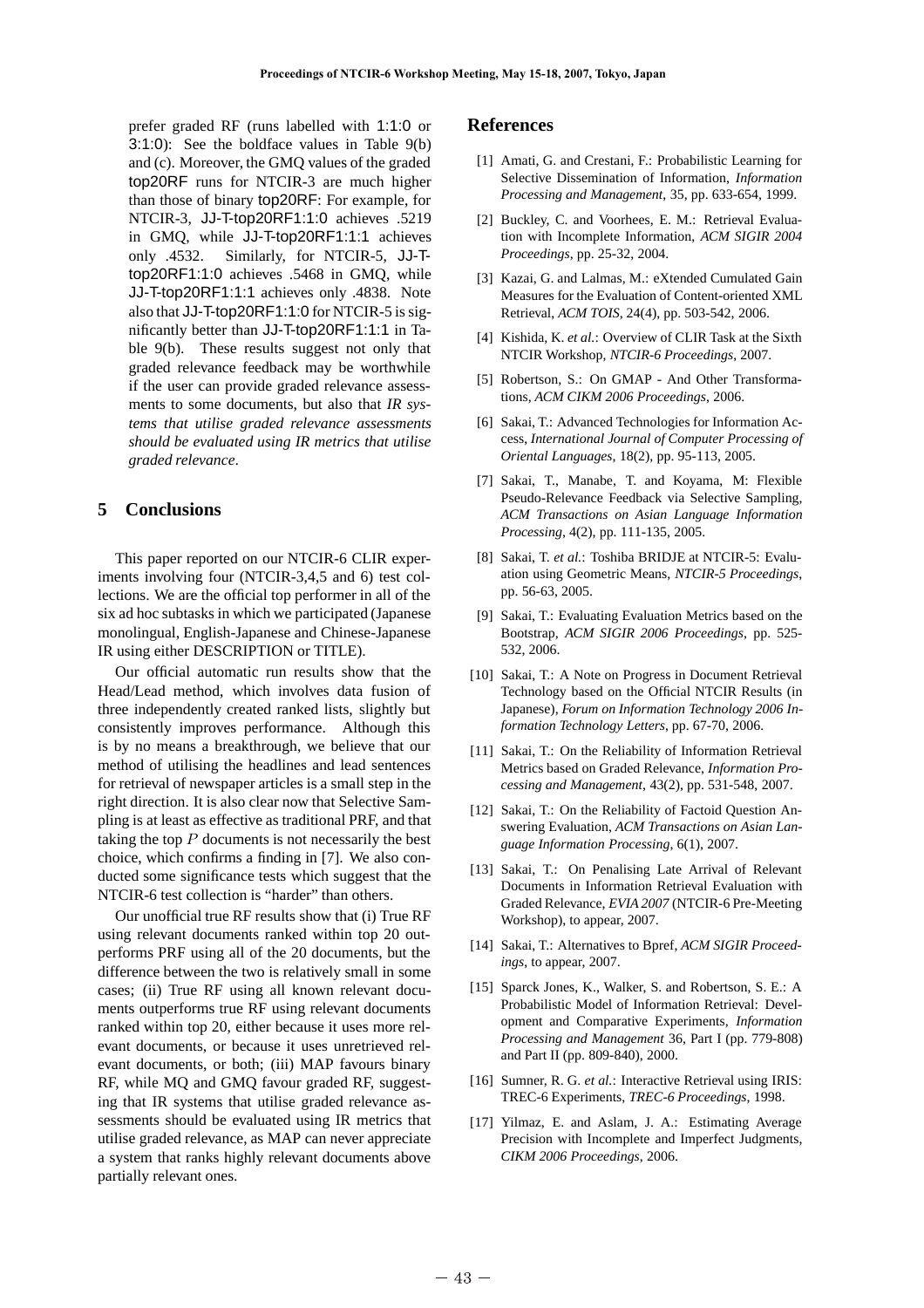prefer graded RF (runs labelled with 1:1:0 or 3:1:0): See the boldface values in Table 9(b) and (c). Moreover, the GMQ values of the graded top20RF runs for NTCIR-3 are much higher than those of binary top20RF: For example, for NTCIR-3, JJ-T-top20RF1:1:0 achieves .5219 in GMQ, while JJ-T-top20RF1:1:1 achieves only .4532. Similarly, for NTCIR-5, JJ-T-top20RF1:1:0 achieves .5468 in GMQ, while JJ-T-top20RF1:1:1 achieves only .4838. Note also that JJ-T-top20RF1:1:0 for NTCIR-5 is significantly better than JJ-T-top20RF1:1:1 in Table 9(b). These results suggest not only that graded relevance feedback may be worthwhile if the user can provide graded relevance assessments to some documents, but also that *IR systems that utilise graded relevance assessments should be evaluated using IR metrics that utilise graded relevance*.

## 5 Conclusions

This paper reported on our NTCIR-6 CLIR experiments involving four (NTCIR-3,4,5 and 6) test collections. We are the official top performer in all of the six ad hoc subtasks in which we participated (Japanese monolingual, English-Japanese and Chinese-Japanese IR using either DESCRIPTION or TITLE).

Our official automatic run results show that the Head/Lead method, which involves data fusion of three independently created ranked lists, slightly but consistently improves performance. Although this is by no means a breakthrough, we believe that our method of utilising the headlines and lead sentences for retrieval of newspaper articles is a small step in the right direction. It is also clear now that Selective Sampling is at least as effective as traditional PRF, and that taking the top $P$ documents is not necessarily the best choice, which confirms a finding in [7]. We also conducted some significance tests which suggest that the NTCIR-6 test collection is "harder" than others.

Our unofficial true RF results show that (i) True RF using relevant documents ranked within top 20 outperforms PRF using all of the 20 documents, but the difference between the two is relatively small in some cases; (ii) True RF using all known relevant documents outperforms true RF using relevant documents ranked within top 20, either because it uses more relevant documents, or because it uses unretrieved relevant documents, or both; (iii) MAP favours binary RF, while MQ and GMQ favour graded RF, suggesting that IR systems that utilise graded relevance assessments should be evaluated using IR metrics that utilise graded relevance, as MAP can never appreciate a system that ranks highly relevant documents above partially relevant ones.

## References

[1] Amati, G. and Crestani, F.: Probabilistic Learning for Selective Dissemination of Information, *Information Processing and Management*, 35, pp. 633-654, 1999.

[2] Buckley, C. and Voorhees, E. M.: Retrieval Evaluation with Incomplete Information, *ACM SIGIR 2004 Proceedings*, pp. 25-32, 2004.

[3] Kazai, G. and Lalmas, M.: eXtended Cumulated Gain Measures for the Evaluation of Content-oriented XML Retrieval, *ACM TOIS*, 24(4), pp. 503-542, 2006.

[4] Kishida, K. *et al.*: Overview of CLIR Task at the Sixth NTCIR Workshop, *NTCIR-6 Proceedings*, 2007.

[5] Robertson, S.: On GMAP - And Other Transformations, *ACM CIKM 2006 Proceedings*, 2006.

[6] Sakai, T.: Advanced Technologies for Information Access, *International Journal of Computer Processing of Oriental Languages*, 18(2), pp. 95-113, 2005.

[7] Sakai, T., Manabe, T. and Koyama, M: Flexible Pseudo-Relevance Feedback via Selective Sampling, *ACM Transactions on Asian Language Information Processing*, 4(2), pp. 111-135, 2005.

[8] Sakai, T. *et al.*: Toshiba BRIDJE at NTCIR-5: Evaluation using Geometric Means, *NTCIR-5 Proceedings*, pp. 56-63, 2005.

[9] Sakai, T.: Evaluating Evaluation Metrics based on the Bootstrap, *ACM SIGIR 2006 Proceedings*, pp. 525-532, 2006.

[10] Sakai, T.: A Note on Progress in Document Retrieval Technology based on the Official NTCIR Results (in Japanese), *Forum on Information Technology 2006 Information Technology Letters*, pp. 67-70, 2006.

[11] Sakai, T.: On the Reliability of Information Retrieval Metrics based on Graded Relevance, *Information Processing and Management*, 43(2), pp. 531-548, 2007.

[12] Sakai, T.: On the Reliability of Factoid Question Answering Evaluation, *ACM Transactions on Asian Language Information Processing*, 6(1), 2007.

[13] Sakai, T.: On Penalising Late Arrival of Relevant Documents in Information Retrieval Evaluation with Graded Relevance, *EVIA 2007* (NTCIR-6 Pre-Meeting Workshop), to appear, 2007.

[14] Sakai, T.: Alternatives to Bpref, *ACM SIGIR Proceedings*, to appear, 2007.

[15] Sparck Jones, K., Walker, S. and Robertson, S. E.: A Probabilistic Model of Information Retrieval: Development and Comparative Experiments, *Information Processing and Management* 36, Part I (pp. 779-808) and Part II (pp. 809-840), 2000.

[16] Sumner, R. G. *et al.*: Interactive Retrieval using IRIS: TREC-6 Experiments, *TREC-6 Proceedings*, 1998.

[17] Yilmaz, E. and Aslam, J. A.: Estimating Average Precision with Incomplete and Imperfect Judgments, *CIKM 2006 Proceedings*, 2006.